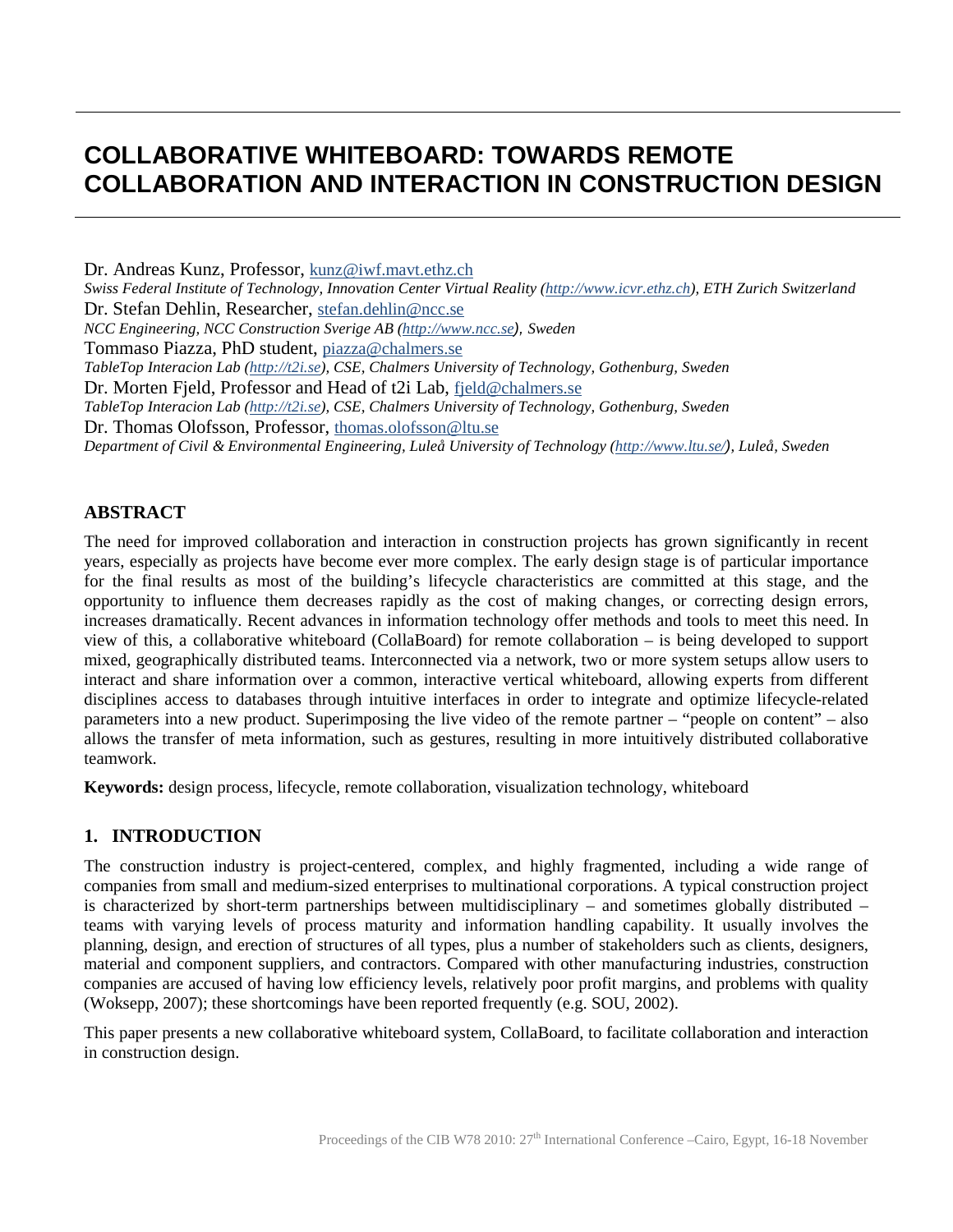# COLLABORATIVE WHITEBOARD: TOWARDS REMOTE COLLABORATION AND INTERACTION IN CONSTRUCTION DESIGN

Dr. Andreas Kunz, Professor, kunz@iwf.mavt.ethz.ch
*Swiss Federal Institute of Technology, Innovation Center Virtual Reality (http://www.icvr.ethz.ch), ETH Zurich Switzerland*
Dr. Stefan Dehlin, Researcher, stefan.dehlin@ncc.se
*NCC Engineering, NCC Construction Sverige AB (http://www.ncc.se), Sweden*
Tommaso Piazza, PhD student, piazza@chalmers.se
*TableTop Interacion Lab (http://t2i.se), CSE, Chalmers University of Technology, Gothenburg, Sweden*
Dr. Morten Fjeld, Professor and Head of t2i Lab, fjeld@chalmers.se
*TableTop Interacion Lab (http://t2i.se), CSE, Chalmers University of Technology, Gothenburg, Sweden*
Dr. Thomas Olofsson, Professor, thomas.olofsson@ltu.se
*Department of Civil & Environmental Engineering, Luleå University of Technology (http://www.ltu.se/), Luleå, Sweden*

## ABSTRACT

The need for improved collaboration and interaction in construction projects has grown significantly in recent years, especially as projects have become ever more complex. The early design stage is of particular importance for the final results as most of the building's lifecycle characteristics are committed at this stage, and the opportunity to influence them decreases rapidly as the cost of making changes, or correcting design errors, increases dramatically. Recent advances in information technology offer methods and tools to meet this need. In view of this, a collaborative whiteboard (CollaBoard) for remote collaboration – is being developed to support mixed, geographically distributed teams. Interconnected via a network, two or more system setups allow users to interact and share information over a common, interactive vertical whiteboard, allowing experts from different disciplines access to databases through intuitive interfaces in order to integrate and optimize lifecycle-related parameters into a new product. Superimposing the live video of the remote partner – "people on content" – also allows the transfer of meta information, such as gestures, resulting in more intuitively distributed collaborative teamwork.

**Keywords:** design process, lifecycle, remote collaboration, visualization technology, whiteboard

## 1. INTRODUCTION

The construction industry is project-centered, complex, and highly fragmented, including a wide range of companies from small and medium-sized enterprises to multinational corporations. A typical construction project is characterized by short-term partnerships between multidisciplinary – and sometimes globally distributed – teams with varying levels of process maturity and information handling capability. It usually involves the planning, design, and erection of structures of all types, plus a number of stakeholders such as clients, designers, material and component suppliers, and contractors. Compared with other manufacturing industries, construction companies are accused of having low efficiency levels, relatively poor profit margins, and problems with quality (Woksepp, 2007); these shortcomings have been reported frequently (e.g. SOU, 2002).

This paper presents a new collaborative whiteboard system, CollaBoard, to facilitate collaboration and interaction in construction design.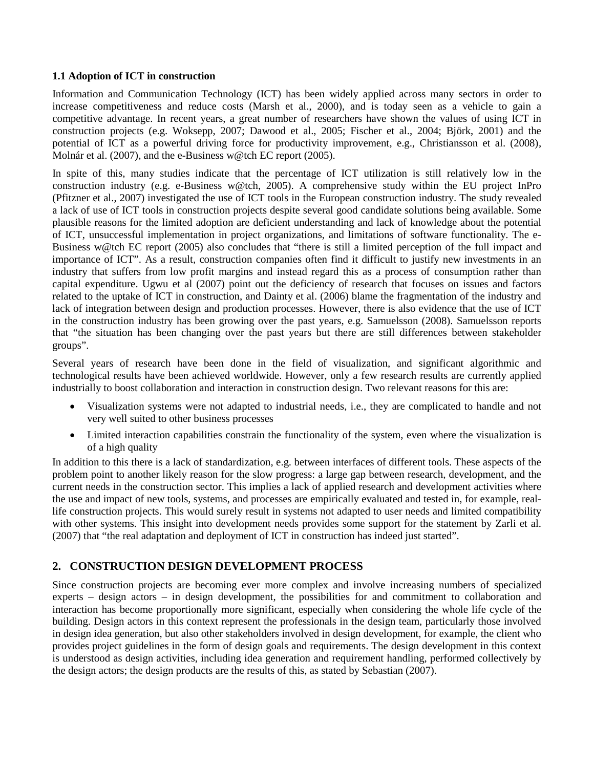### 1.1 Adoption of ICT in construction

Information and Communication Technology (ICT) has been widely applied across many sectors in order to increase competitiveness and reduce costs (Marsh et al., 2000), and is today seen as a vehicle to gain a competitive advantage. In recent years, a great number of researchers have shown the values of using ICT in construction projects (e.g. Woksepp, 2007; Dawood et al., 2005; Fischer et al., 2004; Björk, 2001) and the potential of ICT as a powerful driving force for productivity improvement, e.g., Christiansson et al. (2008), Molnár et al. (2007), and the e-Business w@tch EC report (2005).

In spite of this, many studies indicate that the percentage of ICT utilization is still relatively low in the construction industry (e.g. e-Business w@tch, 2005). A comprehensive study within the EU project InPro (Pfitzner et al., 2007) investigated the use of ICT tools in the European construction industry. The study revealed a lack of use of ICT tools in construction projects despite several good candidate solutions being available. Some plausible reasons for the limited adoption are deficient understanding and lack of knowledge about the potential of ICT, unsuccessful implementation in project organizations, and limitations of software functionality. The e-Business w@tch EC report (2005) also concludes that "there is still a limited perception of the full impact and importance of ICT". As a result, construction companies often find it difficult to justify new investments in an industry that suffers from low profit margins and instead regard this as a process of consumption rather than capital expenditure. Ugwu et al (2007) point out the deficiency of research that focuses on issues and factors related to the uptake of ICT in construction, and Dainty et al. (2006) blame the fragmentation of the industry and lack of integration between design and production processes. However, there is also evidence that the use of ICT in the construction industry has been growing over the past years, e.g. Samuelsson (2008). Samuelsson reports that "the situation has been changing over the past years but there are still differences between stakeholder groups".

Several years of research have been done in the field of visualization, and significant algorithmic and technological results have been achieved worldwide. However, only a few research results are currently applied industrially to boost collaboration and interaction in construction design. Two relevant reasons for this are:

- Visualization systems were not adapted to industrial needs, i.e., they are complicated to handle and not very well suited to other business processes
- Limited interaction capabilities constrain the functionality of the system, even where the visualization is of a high quality

In addition to this there is a lack of standardization, e.g. between interfaces of different tools. These aspects of the problem point to another likely reason for the slow progress: a large gap between research, development, and the current needs in the construction sector. This implies a lack of applied research and development activities where the use and impact of new tools, systems, and processes are empirically evaluated and tested in, for example, real-life construction projects. This would surely result in systems not adapted to user needs and limited compatibility with other systems. This insight into development needs provides some support for the statement by Zarli et al. (2007) that "the real adaptation and deployment of ICT in construction has indeed just started".

## 2. CONSTRUCTION DESIGN DEVELOPMENT PROCESS

Since construction projects are becoming ever more complex and involve increasing numbers of specialized experts – design actors – in design development, the possibilities for and commitment to collaboration and interaction has become proportionally more significant, especially when considering the whole life cycle of the building. Design actors in this context represent the professionals in the design team, particularly those involved in design idea generation, but also other stakeholders involved in design development, for example, the client who provides project guidelines in the form of design goals and requirements. The design development in this context is understood as design activities, including idea generation and requirement handling, performed collectively by the design actors; the design products are the results of this, as stated by Sebastian (2007).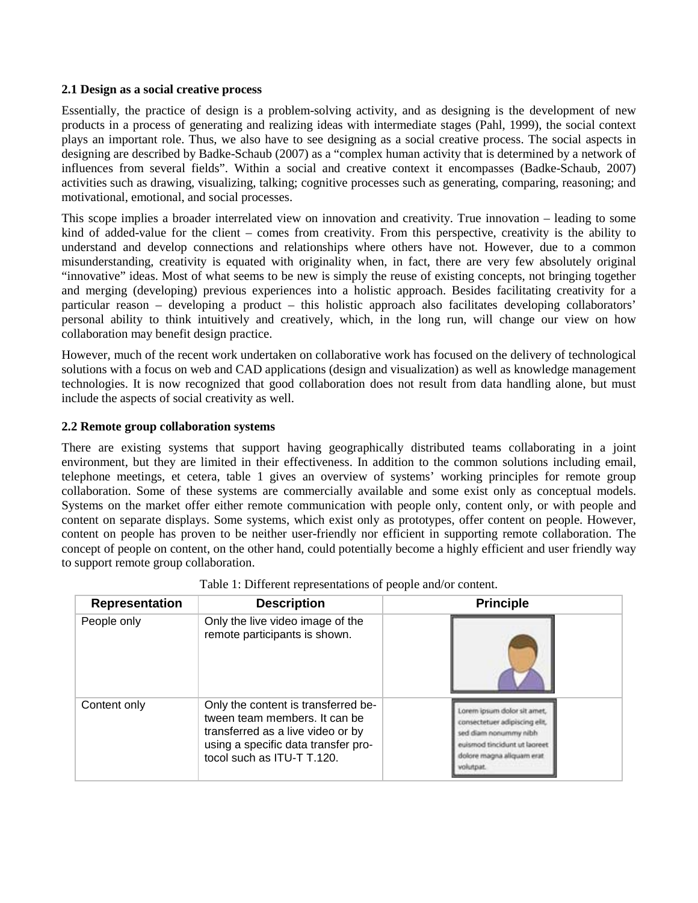### 2.1 Design as a social creative process

Essentially, the practice of design is a problem-solving activity, and as designing is the development of new products in a process of generating and realizing ideas with intermediate stages (Pahl, 1999), the social context plays an important role. Thus, we also have to see designing as a social creative process. The social aspects in designing are described by Badke-Schaub (2007) as a "complex human activity that is determined by a network of influences from several fields". Within a social and creative context it encompasses (Badke-Schaub, 2007) activities such as drawing, visualizing, talking; cognitive processes such as generating, comparing, reasoning; and motivational, emotional, and social processes.

This scope implies a broader interrelated view on innovation and creativity. True innovation – leading to some kind of added-value for the client – comes from creativity. From this perspective, creativity is the ability to understand and develop connections and relationships where others have not. However, due to a common misunderstanding, creativity is equated with originality when, in fact, there are very few absolutely original "innovative" ideas. Most of what seems to be new is simply the reuse of existing concepts, not bringing together and merging (developing) previous experiences into a holistic approach. Besides facilitating creativity for a particular reason – developing a product – this holistic approach also facilitates developing collaborators' personal ability to think intuitively and creatively, which, in the long run, will change our view on how collaboration may benefit design practice.

However, much of the recent work undertaken on collaborative work has focused on the delivery of technological solutions with a focus on web and CAD applications (design and visualization) as well as knowledge management technologies. It is now recognized that good collaboration does not result from data handling alone, but must include the aspects of social creativity as well.

### 2.2 Remote group collaboration systems

There are existing systems that support having geographically distributed teams collaborating in a joint environment, but they are limited in their effectiveness. In addition to the common solutions including email, telephone meetings, et cetera, table 1 gives an overview of systems' working principles for remote group collaboration. Some of these systems are commercially available and some exist only as conceptual models. Systems on the market offer either remote communication with people only, content only, or with people and content on separate displays. Some systems, which exist only as prototypes, offer content on people. However, content on people has proven to be neither user-friendly nor efficient in supporting remote collaboration. The concept of people on content, on the other hand, could potentially become a highly efficient and user friendly way to support remote group collaboration.

Table 1: Different representations of people and/or content.

| Representation | Description | Principle |
|---|---|---|
| People only | Only the live video image of the remote participants is shown. | |
| Content only | Only the content is transferred between team members. It can be transferred as a live video or by using a specific data transfer protocol such as ITU-T T.120. | Lorem ipsum dolor sit amet, consectetuer adipiscing elit, sed diam nonummy nibh euismod tincidunt ut laoreet dolore magna aliquam erat volutpat. |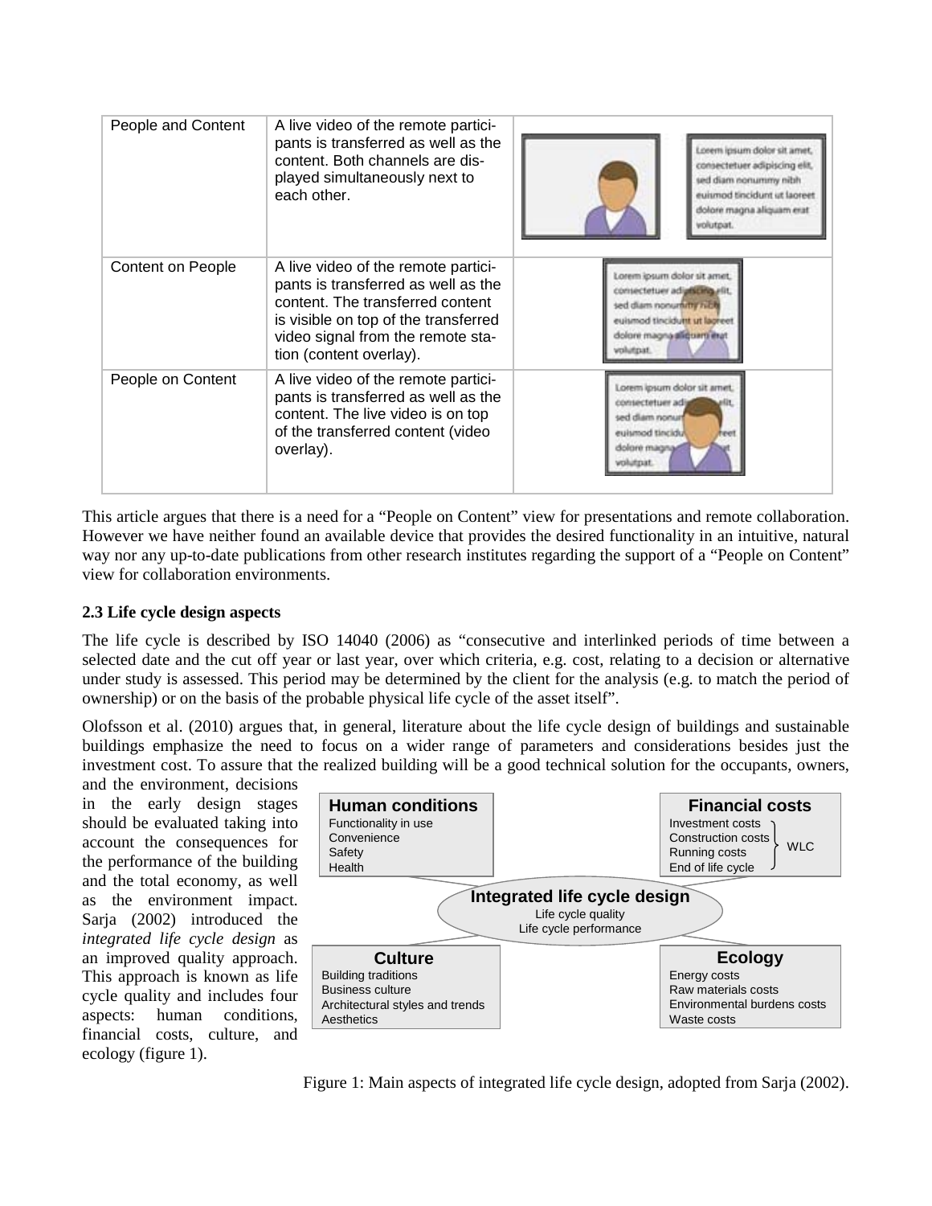| People and Content | A live video of the remote participants is transferred as well as the content. Both channels are displayed simultaneously next to each other. | |
|---|---|---|
| Content on People | A live video of the remote participants is transferred as well as the content. The transferred content is visible on top of the transferred video signal from the remote station (content overlay). | |
| People on Content | A live video of the remote participants is transferred as well as the content. The live video is on top of the transferred content (video overlay). | |

This article argues that there is a need for a "People on Content" view for presentations and remote collaboration. However we have neither found an available device that provides the desired functionality in an intuitive, natural way nor any up-to-date publications from other research institutes regarding the support of a "People on Content" view for collaboration environments.

### 2.3 Life cycle design aspects

The life cycle is described by ISO 14040 (2006) as "consecutive and interlinked periods of time between a selected date and the cut off year or last year, over which criteria, e.g. cost, relating to a decision or alternative under study is assessed. This period may be determined by the client for the analysis (e.g. to match the period of ownership) or on the basis of the probable physical life cycle of the asset itself".

Olofsson et al. (2010) argues that, in general, literature about the life cycle design of buildings and sustainable buildings emphasize the need to focus on a wider range of parameters and considerations besides just the investment cost. To assure that the realized building will be a good technical solution for the occupants, owners, and the environment, decisions in the early design stages should be evaluated taking into account the consequences for the performance of the building and the total economy, as well as the environment impact. Sarja (2002) introduced the *integrated life cycle design* as an improved quality approach. This approach is known as life cycle quality and includes four aspects: human conditions, financial costs, culture, and ecology (figure 1).

Figure 1: Main aspects of integrated life cycle design, adopted from Sarja (2002).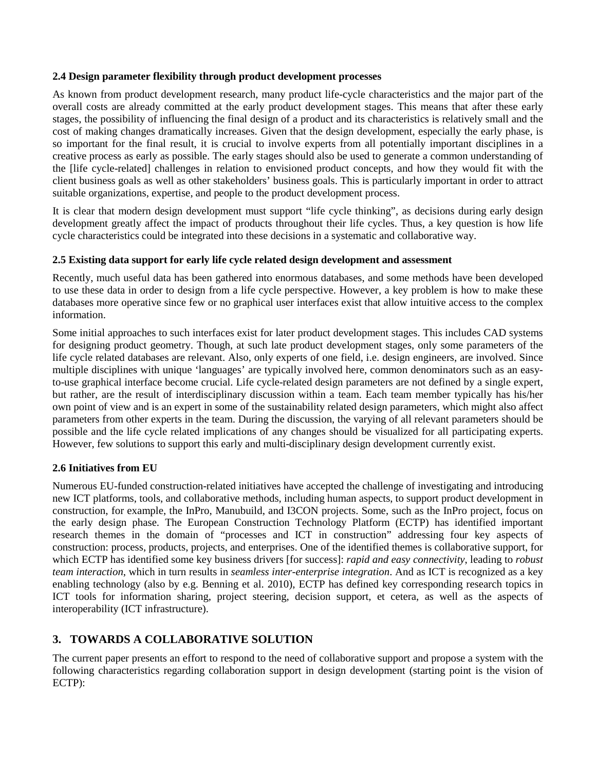### 2.4 Design parameter flexibility through product development processes

As known from product development research, many product life-cycle characteristics and the major part of the overall costs are already committed at the early product development stages. This means that after these early stages, the possibility of influencing the final design of a product and its characteristics is relatively small and the cost of making changes dramatically increases. Given that the design development, especially the early phase, is so important for the final result, it is crucial to involve experts from all potentially important disciplines in a creative process as early as possible. The early stages should also be used to generate a common understanding of the [life cycle-related] challenges in relation to envisioned product concepts, and how they would fit with the client business goals as well as other stakeholders' business goals. This is particularly important in order to attract suitable organizations, expertise, and people to the product development process.

It is clear that modern design development must support "life cycle thinking", as decisions during early design development greatly affect the impact of products throughout their life cycles. Thus, a key question is how life cycle characteristics could be integrated into these decisions in a systematic and collaborative way.

### 2.5 Existing data support for early life cycle related design development and assessment

Recently, much useful data has been gathered into enormous databases, and some methods have been developed to use these data in order to design from a life cycle perspective. However, a key problem is how to make these databases more operative since few or no graphical user interfaces exist that allow intuitive access to the complex information.

Some initial approaches to such interfaces exist for later product development stages. This includes CAD systems for designing product geometry. Though, at such late product development stages, only some parameters of the life cycle related databases are relevant. Also, only experts of one field, i.e. design engineers, are involved. Since multiple disciplines with unique 'languages' are typically involved here, common denominators such as an easy-to-use graphical interface become crucial. Life cycle-related design parameters are not defined by a single expert, but rather, are the result of interdisciplinary discussion within a team. Each team member typically has his/her own point of view and is an expert in some of the sustainability related design parameters, which might also affect parameters from other experts in the team. During the discussion, the varying of all relevant parameters should be possible and the life cycle related implications of any changes should be visualized for all participating experts. However, few solutions to support this early and multi-disciplinary design development currently exist.

### 2.6 Initiatives from EU

Numerous EU-funded construction-related initiatives have accepted the challenge of investigating and introducing new ICT platforms, tools, and collaborative methods, including human aspects, to support product development in construction, for example, the InPro, Manubuild, and I3CON projects. Some, such as the InPro project, focus on the early design phase. The European Construction Technology Platform (ECTP) has identified important research themes in the domain of "processes and ICT in construction" addressing four key aspects of construction: process, products, projects, and enterprises. One of the identified themes is collaborative support, for which ECTP has identified some key business drivers [for success]: *rapid and easy connectivity*, leading to *robust team interaction*, which in turn results in *seamless inter-enterprise integration*. And as ICT is recognized as a key enabling technology (also by e.g. Benning et al. 2010), ECTP has defined key corresponding research topics in ICT tools for information sharing, project steering, decision support, et cetera, as well as the aspects of interoperability (ICT infrastructure).

## 3. TOWARDS A COLLABORATIVE SOLUTION

The current paper presents an effort to respond to the need of collaborative support and propose a system with the following characteristics regarding collaboration support in design development (starting point is the vision of ECTP):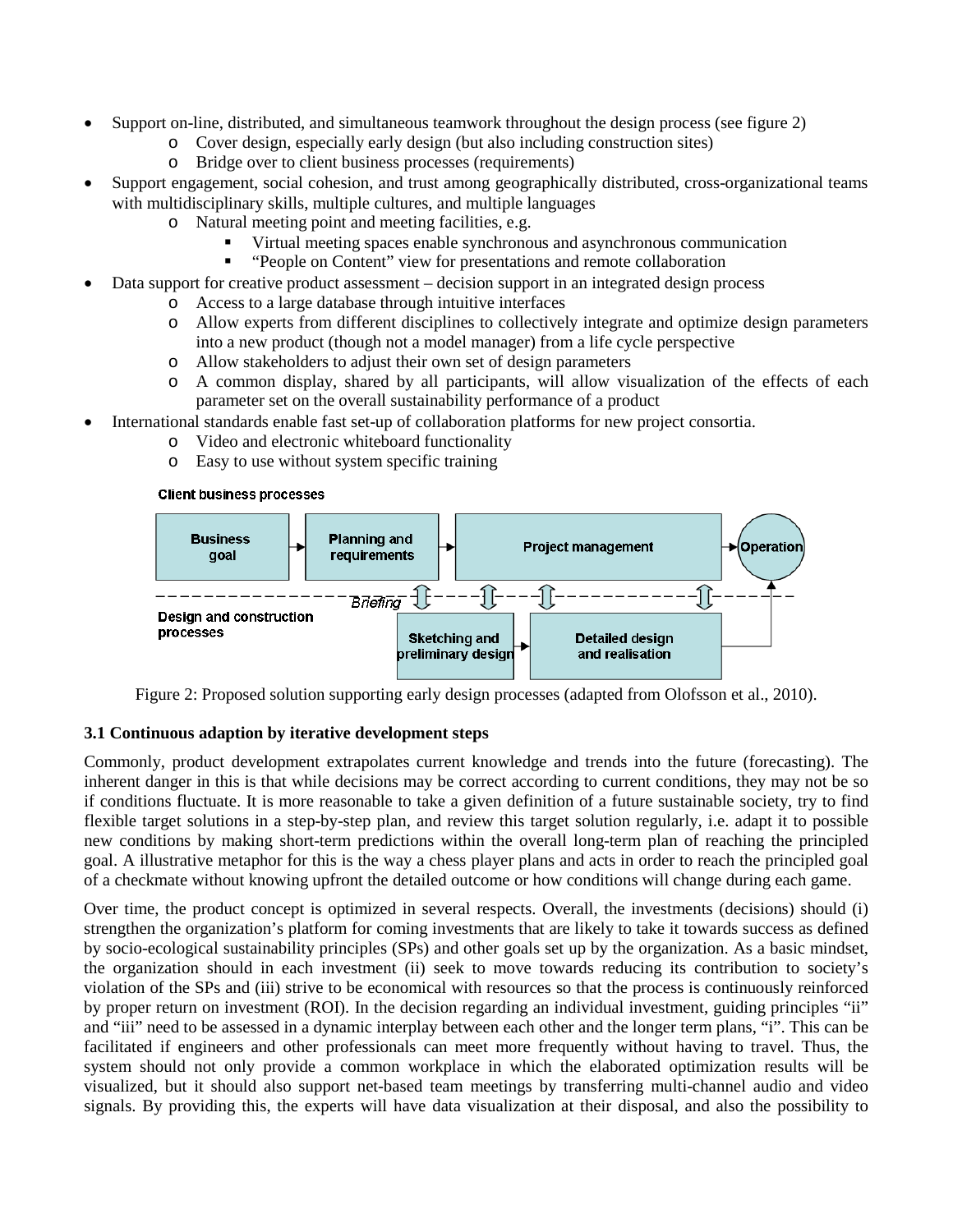- Support on-line, distributed, and simultaneous teamwork throughout the design process (see figure 2)
  - Cover design, especially early design (but also including construction sites)
  - Bridge over to client business processes (requirements)
- Support engagement, social cohesion, and trust among geographically distributed, cross-organizational teams with multidisciplinary skills, multiple cultures, and multiple languages
  - Natural meeting point and meeting facilities, e.g.
    - Virtual meeting spaces enable synchronous and asynchronous communication
    - "People on Content" view for presentations and remote collaboration
- Data support for creative product assessment – decision support in an integrated design process
  - Access to a large database through intuitive interfaces
  - Allow experts from different disciplines to collectively integrate and optimize design parameters into a new product (though not a model manager) from a life cycle perspective
  - Allow stakeholders to adjust their own set of design parameters
  - A common display, shared by all participants, will allow visualization of the effects of each parameter set on the overall sustainability performance of a product
- International standards enable fast set-up of collaboration platforms for new project consortia.
  - Video and electronic whiteboard functionality
  - Easy to use without system specific training

Client business processes

Business goal → Planning and requirements → Project management → Operation

Briefing

Design and construction processes

Sketching and preliminary design → Detailed design and realisation

Figure 2: Proposed solution supporting early design processes (adapted from Olofsson et al., 2010).

### 3.1 Continuous adaption by iterative development steps

Commonly, product development extrapolates current knowledge and trends into the future (forecasting). The inherent danger in this is that while decisions may be correct according to current conditions, they may not be so if conditions fluctuate. It is more reasonable to take a given definition of a future sustainable society, try to find flexible target solutions in a step-by-step plan, and review this target solution regularly, i.e. adapt it to possible new conditions by making short-term predictions within the overall long-term plan of reaching the principled goal. A illustrative metaphor for this is the way a chess player plans and acts in order to reach the principled goal of a checkmate without knowing upfront the detailed outcome or how conditions will change during each game.

Over time, the product concept is optimized in several respects. Overall, the investments (decisions) should (i) strengthen the organization's platform for coming investments that are likely to take it towards success as defined by socio-ecological sustainability principles (SPs) and other goals set up by the organization. As a basic mindset, the organization should in each investment (ii) seek to move towards reducing its contribution to society's violation of the SPs and (iii) strive to be economical with resources so that the process is continuously reinforced by proper return on investment (ROI). In the decision regarding an individual investment, guiding principles "ii" and "iii" need to be assessed in a dynamic interplay between each other and the longer term plans, "i". This can be facilitated if engineers and other professionals can meet more frequently without having to travel. Thus, the system should not only provide a common workplace in which the elaborated optimization results will be visualized, but it should also support net-based team meetings by transferring multi-channel audio and video signals. By providing this, the experts will have data visualization at their disposal, and also the possibility to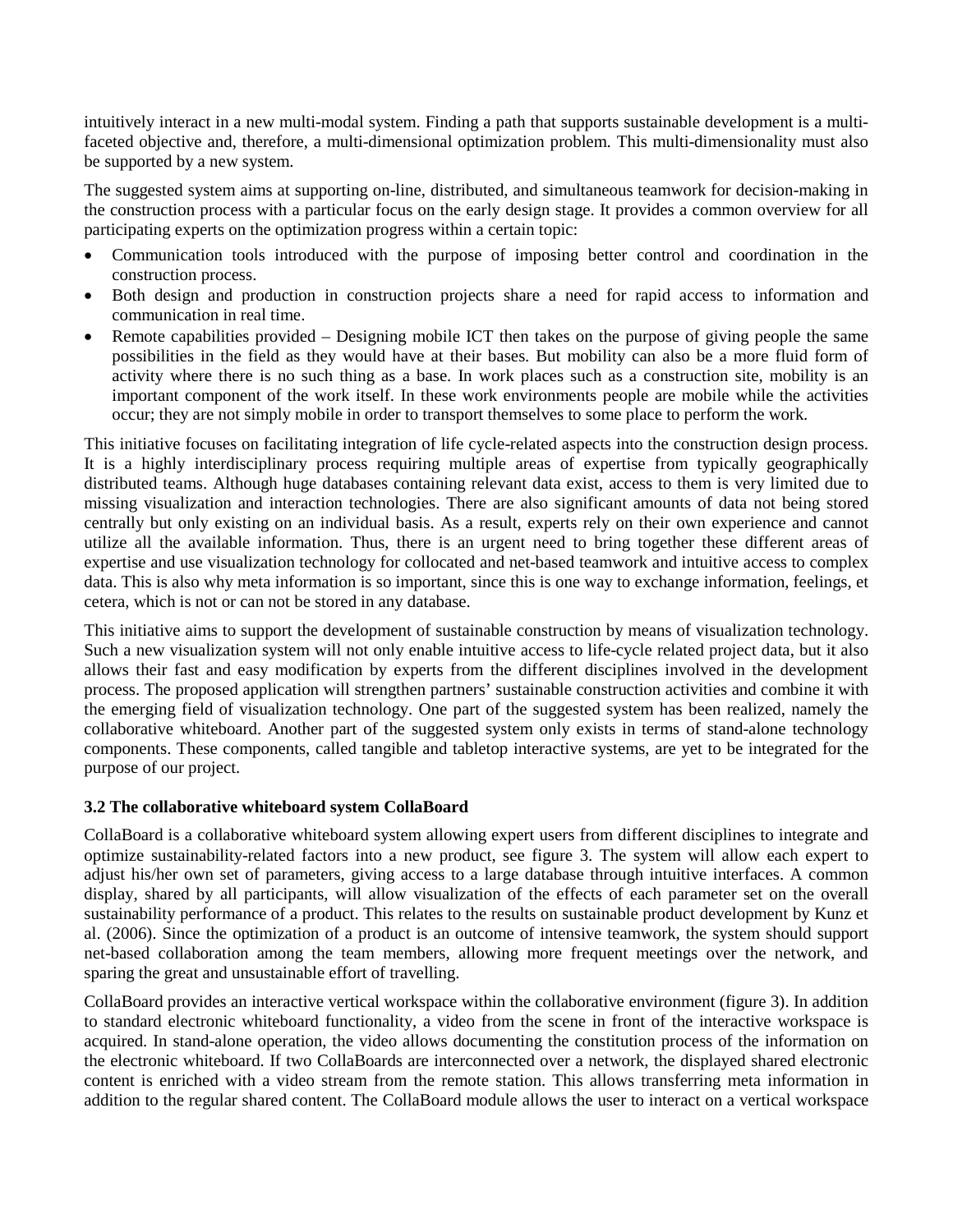intuitively interact in a new multi-modal system. Finding a path that supports sustainable development is a multi-faceted objective and, therefore, a multi-dimensional optimization problem. This multi-dimensionality must also be supported by a new system.

The suggested system aims at supporting on-line, distributed, and simultaneous teamwork for decision-making in the construction process with a particular focus on the early design stage. It provides a common overview for all participating experts on the optimization progress within a certain topic:

- Communication tools introduced with the purpose of imposing better control and coordination in the construction process.
- Both design and production in construction projects share a need for rapid access to information and communication in real time.
- Remote capabilities provided – Designing mobile ICT then takes on the purpose of giving people the same possibilities in the field as they would have at their bases. But mobility can also be a more fluid form of activity where there is no such thing as a base. In work places such as a construction site, mobility is an important component of the work itself. In these work environments people are mobile while the activities occur; they are not simply mobile in order to transport themselves to some place to perform the work.

This initiative focuses on facilitating integration of life cycle-related aspects into the construction design process. It is a highly interdisciplinary process requiring multiple areas of expertise from typically geographically distributed teams. Although huge databases containing relevant data exist, access to them is very limited due to missing visualization and interaction technologies. There are also significant amounts of data not being stored centrally but only existing on an individual basis. As a result, experts rely on their own experience and cannot utilize all the available information. Thus, there is an urgent need to bring together these different areas of expertise and use visualization technology for collocated and net-based teamwork and intuitive access to complex data. This is also why meta information is so important, since this is one way to exchange information, feelings, et cetera, which is not or can not be stored in any database.

This initiative aims to support the development of sustainable construction by means of visualization technology. Such a new visualization system will not only enable intuitive access to life-cycle related project data, but it also allows their fast and easy modification by experts from the different disciplines involved in the development process. The proposed application will strengthen partners' sustainable construction activities and combine it with the emerging field of visualization technology. One part of the suggested system has been realized, namely the collaborative whiteboard. Another part of the suggested system only exists in terms of stand-alone technology components. These components, called tangible and tabletop interactive systems, are yet to be integrated for the purpose of our project.

### 3.2 The collaborative whiteboard system CollaBoard

CollaBoard is a collaborative whiteboard system allowing expert users from different disciplines to integrate and optimize sustainability-related factors into a new product, see figure 3. The system will allow each expert to adjust his/her own set of parameters, giving access to a large database through intuitive interfaces. A common display, shared by all participants, will allow visualization of the effects of each parameter set on the overall sustainability performance of a product. This relates to the results on sustainable product development by Kunz et al. (2006). Since the optimization of a product is an outcome of intensive teamwork, the system should support net-based collaboration among the team members, allowing more frequent meetings over the network, and sparing the great and unsustainable effort of travelling.

CollaBoard provides an interactive vertical workspace within the collaborative environment (figure 3). In addition to standard electronic whiteboard functionality, a video from the scene in front of the interactive workspace is acquired. In stand-alone operation, the video allows documenting the constitution process of the information on the electronic whiteboard. If two CollaBoards are interconnected over a network, the displayed shared electronic content is enriched with a video stream from the remote station. This allows transferring meta information in addition to the regular shared content. The CollaBoard module allows the user to interact on a vertical workspace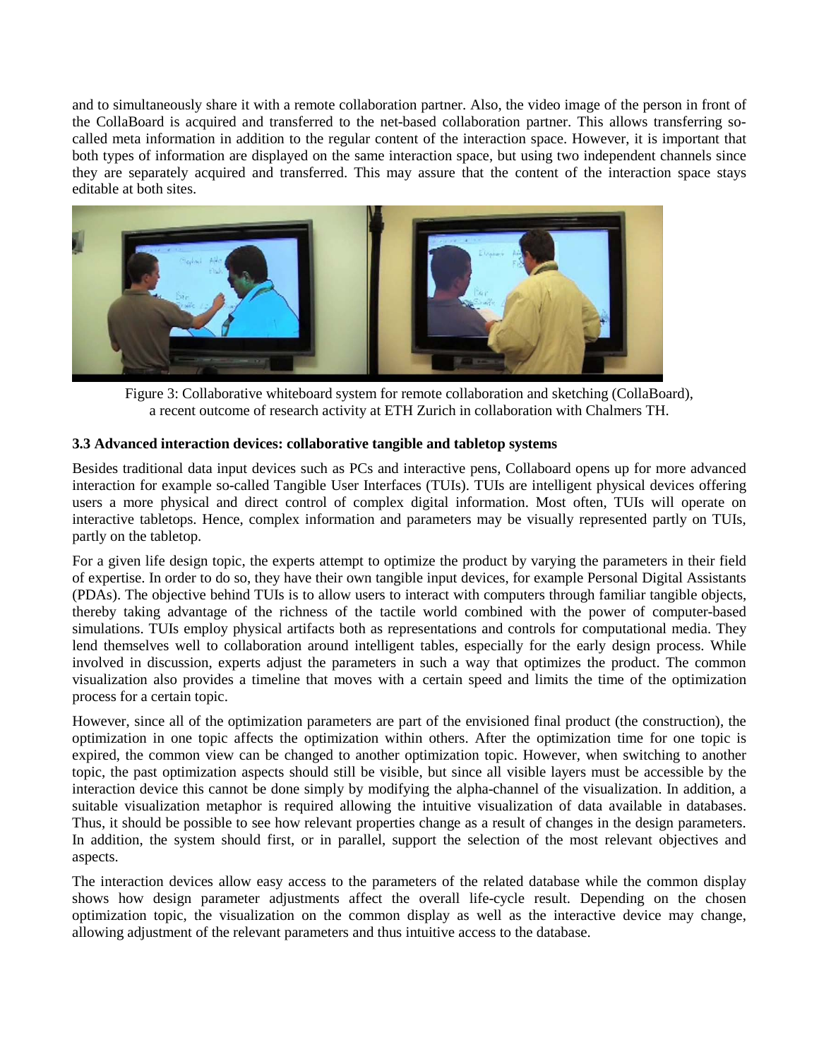and to simultaneously share it with a remote collaboration partner. Also, the video image of the person in front of the CollaBoard is acquired and transferred to the net-based collaboration partner. This allows transferring so-called meta information in addition to the regular content of the interaction space. However, it is important that both types of information are displayed on the same interaction space, but using two independent channels since they are separately acquired and transferred. This may assure that the content of the interaction space stays editable at both sites.

Figure 3: Collaborative whiteboard system for remote collaboration and sketching (CollaBoard), a recent outcome of research activity at ETH Zurich in collaboration with Chalmers TH.

### 3.3 Advanced interaction devices: collaborative tangible and tabletop systems

Besides traditional data input devices such as PCs and interactive pens, Collaboard opens up for more advanced interaction for example so-called Tangible User Interfaces (TUIs). TUIs are intelligent physical devices offering users a more physical and direct control of complex digital information. Most often, TUIs will operate on interactive tabletops. Hence, complex information and parameters may be visually represented partly on TUIs, partly on the tabletop.

For a given life design topic, the experts attempt to optimize the product by varying the parameters in their field of expertise. In order to do so, they have their own tangible input devices, for example Personal Digital Assistants (PDAs). The objective behind TUIs is to allow users to interact with computers through familiar tangible objects, thereby taking advantage of the richness of the tactile world combined with the power of computer-based simulations. TUIs employ physical artifacts both as representations and controls for computational media. They lend themselves well to collaboration around intelligent tables, especially for the early design process. While involved in discussion, experts adjust the parameters in such a way that optimizes the product. The common visualization also provides a timeline that moves with a certain speed and limits the time of the optimization process for a certain topic.

However, since all of the optimization parameters are part of the envisioned final product (the construction), the optimization in one topic affects the optimization within others. After the optimization time for one topic is expired, the common view can be changed to another optimization topic. However, when switching to another topic, the past optimization aspects should still be visible, but since all visible layers must be accessible by the interaction device this cannot be done simply by modifying the alpha-channel of the visualization. In addition, a suitable visualization metaphor is required allowing the intuitive visualization of data available in databases. Thus, it should be possible to see how relevant properties change as a result of changes in the design parameters. In addition, the system should first, or in parallel, support the selection of the most relevant objectives and aspects.

The interaction devices allow easy access to the parameters of the related database while the common display shows how design parameter adjustments affect the overall life-cycle result. Depending on the chosen optimization topic, the visualization on the common display as well as the interactive device may change, allowing adjustment of the relevant parameters and thus intuitive access to the database.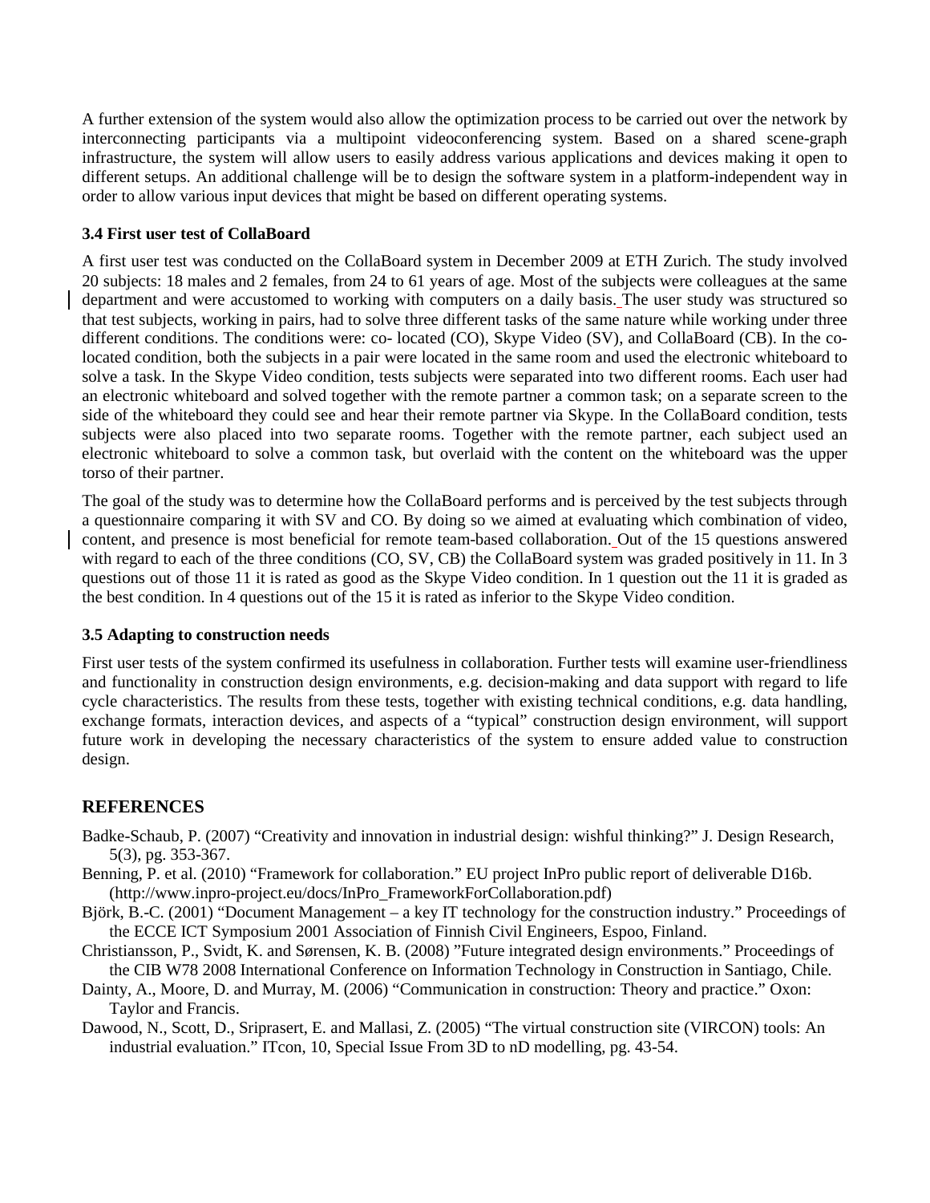A further extension of the system would also allow the optimization process to be carried out over the network by interconnecting participants via a multipoint videoconferencing system. Based on a shared scene-graph infrastructure, the system will allow users to easily address various applications and devices making it open to different setups. An additional challenge will be to design the software system in a platform-independent way in order to allow various input devices that might be based on different operating systems.

### 3.4 First user test of CollaBoard

A first user test was conducted on the CollaBoard system in December 2009 at ETH Zurich. The study involved 20 subjects: 18 males and 2 females, from 24 to 61 years of age. Most of the subjects were colleagues at the same department and were accustomed to working with computers on a daily basis. The user study was structured so that test subjects, working in pairs, had to solve three different tasks of the same nature while working under three different conditions. The conditions were: co- located (CO), Skype Video (SV), and CollaBoard (CB). In the co-located condition, both the subjects in a pair were located in the same room and used the electronic whiteboard to solve a task. In the Skype Video condition, tests subjects were separated into two different rooms. Each user had an electronic whiteboard and solved together with the remote partner a common task; on a separate screen to the side of the whiteboard they could see and hear their remote partner via Skype. In the CollaBoard condition, tests subjects were also placed into two separate rooms. Together with the remote partner, each subject used an electronic whiteboard to solve a common task, but overlaid with the content on the whiteboard was the upper torso of their partner.

The goal of the study was to determine how the CollaBoard performs and is perceived by the test subjects through a questionnaire comparing it with SV and CO. By doing so we aimed at evaluating which combination of video, content, and presence is most beneficial for remote team-based collaboration. Out of the 15 questions answered with regard to each of the three conditions (CO, SV, CB) the CollaBoard system was graded positively in 11. In 3 questions out of those 11 it is rated as good as the Skype Video condition. In 1 question out the 11 it is graded as the best condition. In 4 questions out of the 15 it is rated as inferior to the Skype Video condition.

### 3.5 Adapting to construction needs

First user tests of the system confirmed its usefulness in collaboration. Further tests will examine user-friendliness and functionality in construction design environments, e.g. decision-making and data support with regard to life cycle characteristics. The results from these tests, together with existing technical conditions, e.g. data handling, exchange formats, interaction devices, and aspects of a "typical" construction design environment, will support future work in developing the necessary characteristics of the system to ensure added value to construction design.

## REFERENCES

Badke-Schaub, P. (2007) "Creativity and innovation in industrial design: wishful thinking?" J. Design Research, 5(3), pg. 353-367.

Benning, P. et al. (2010) "Framework for collaboration." EU project InPro public report of deliverable D16b. (http://www.inpro-project.eu/docs/InPro_FrameworkForCollaboration.pdf)

Björk, B.-C. (2001) "Document Management – a key IT technology for the construction industry." Proceedings of the ECCE ICT Symposium 2001 Association of Finnish Civil Engineers, Espoo, Finland.

Christiansson, P., Svidt, K. and Sørensen, K. B. (2008) "Future integrated design environments." Proceedings of the CIB W78 2008 International Conference on Information Technology in Construction in Santiago, Chile.

Dainty, A., Moore, D. and Murray, M. (2006) "Communication in construction: Theory and practice." Oxon: Taylor and Francis.

Dawood, N., Scott, D., Sriprasert, E. and Mallasi, Z. (2005) "The virtual construction site (VIRCON) tools: An industrial evaluation." ITcon, 10, Special Issue From 3D to nD modelling, pg. 43-54.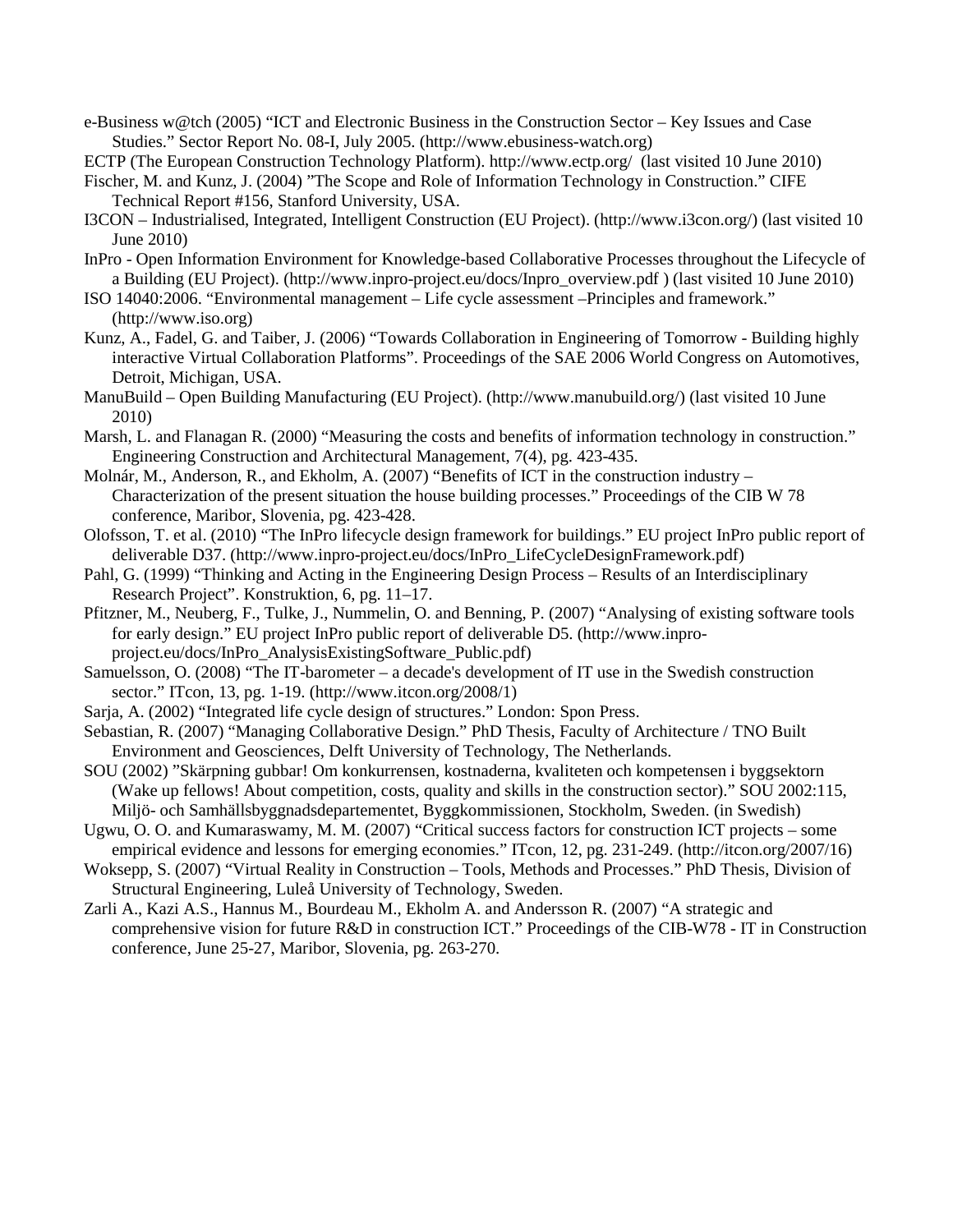e-Business w@tch (2005) "ICT and Electronic Business in the Construction Sector – Key Issues and Case Studies." Sector Report No. 08-I, July 2005. (http://www.ebusiness-watch.org)

ECTP (The European Construction Technology Platform). http://www.ectp.org/ (last visited 10 June 2010)

Fischer, M. and Kunz, J. (2004) "The Scope and Role of Information Technology in Construction." CIFE Technical Report #156, Stanford University, USA.

I3CON – Industrialised, Integrated, Intelligent Construction (EU Project). (http://www.i3con.org/) (last visited 10 June 2010)

InPro - Open Information Environment for Knowledge-based Collaborative Processes throughout the Lifecycle of a Building (EU Project). (http://www.inpro-project.eu/docs/Inpro_overview.pdf ) (last visited 10 June 2010)

ISO 14040:2006. "Environmental management – Life cycle assessment –Principles and framework." (http://www.iso.org)

Kunz, A., Fadel, G. and Taiber, J. (2006) "Towards Collaboration in Engineering of Tomorrow - Building highly interactive Virtual Collaboration Platforms". Proceedings of the SAE 2006 World Congress on Automotives, Detroit, Michigan, USA.

ManuBuild – Open Building Manufacturing (EU Project). (http://www.manubuild.org/) (last visited 10 June 2010)

Marsh, L. and Flanagan R. (2000) "Measuring the costs and benefits of information technology in construction." Engineering Construction and Architectural Management, 7(4), pg. 423-435.

Molnár, M., Anderson, R., and Ekholm, A. (2007) "Benefits of ICT in the construction industry – Characterization of the present situation the house building processes." Proceedings of the CIB W 78 conference, Maribor, Slovenia, pg. 423-428.

Olofsson, T. et al. (2010) "The InPro lifecycle design framework for buildings." EU project InPro public report of deliverable D37. (http://www.inpro-project.eu/docs/InPro_LifeCycleDesignFramework.pdf)

Pahl, G. (1999) "Thinking and Acting in the Engineering Design Process – Results of an Interdisciplinary Research Project". Konstruktion, 6, pg. 11–17.

Pfitzner, M., Neuberg, F., Tulke, J., Nummelin, O. and Benning, P. (2007) "Analysing of existing software tools for early design." EU project InPro public report of deliverable D5. (http://www.inpro-project.eu/docs/InPro_AnalysisExistingSoftware_Public.pdf)

Samuelsson, O. (2008) "The IT-barometer – a decade's development of IT use in the Swedish construction sector." ITcon, 13, pg. 1-19. (http://www.itcon.org/2008/1)

Sarja, A. (2002) "Integrated life cycle design of structures." London: Spon Press.

Sebastian, R. (2007) "Managing Collaborative Design." PhD Thesis, Faculty of Architecture / TNO Built Environment and Geosciences, Delft University of Technology, The Netherlands.

SOU (2002) "Skärpning gubbar! Om konkurrensen, kostnaderna, kvaliteten och kompetensen i byggsektorn (Wake up fellows! About competition, costs, quality and skills in the construction sector)." SOU 2002:115, Miljö- och Samhällsbyggnadsdepartementet, Byggkommissionen, Stockholm, Sweden. (in Swedish)

Ugwu, O. O. and Kumaraswamy, M. M. (2007) "Critical success factors for construction ICT projects – some empirical evidence and lessons for emerging economies." ITcon, 12, pg. 231-249. (http://itcon.org/2007/16)

Woksepp, S. (2007) "Virtual Reality in Construction – Tools, Methods and Processes." PhD Thesis, Division of Structural Engineering, Luleå University of Technology, Sweden.

Zarli A., Kazi A.S., Hannus M., Bourdeau M., Ekholm A. and Andersson R. (2007) "A strategic and comprehensive vision for future R&D in construction ICT." Proceedings of the CIB-W78 - IT in Construction conference, June 25-27, Maribor, Slovenia, pg. 263-270.